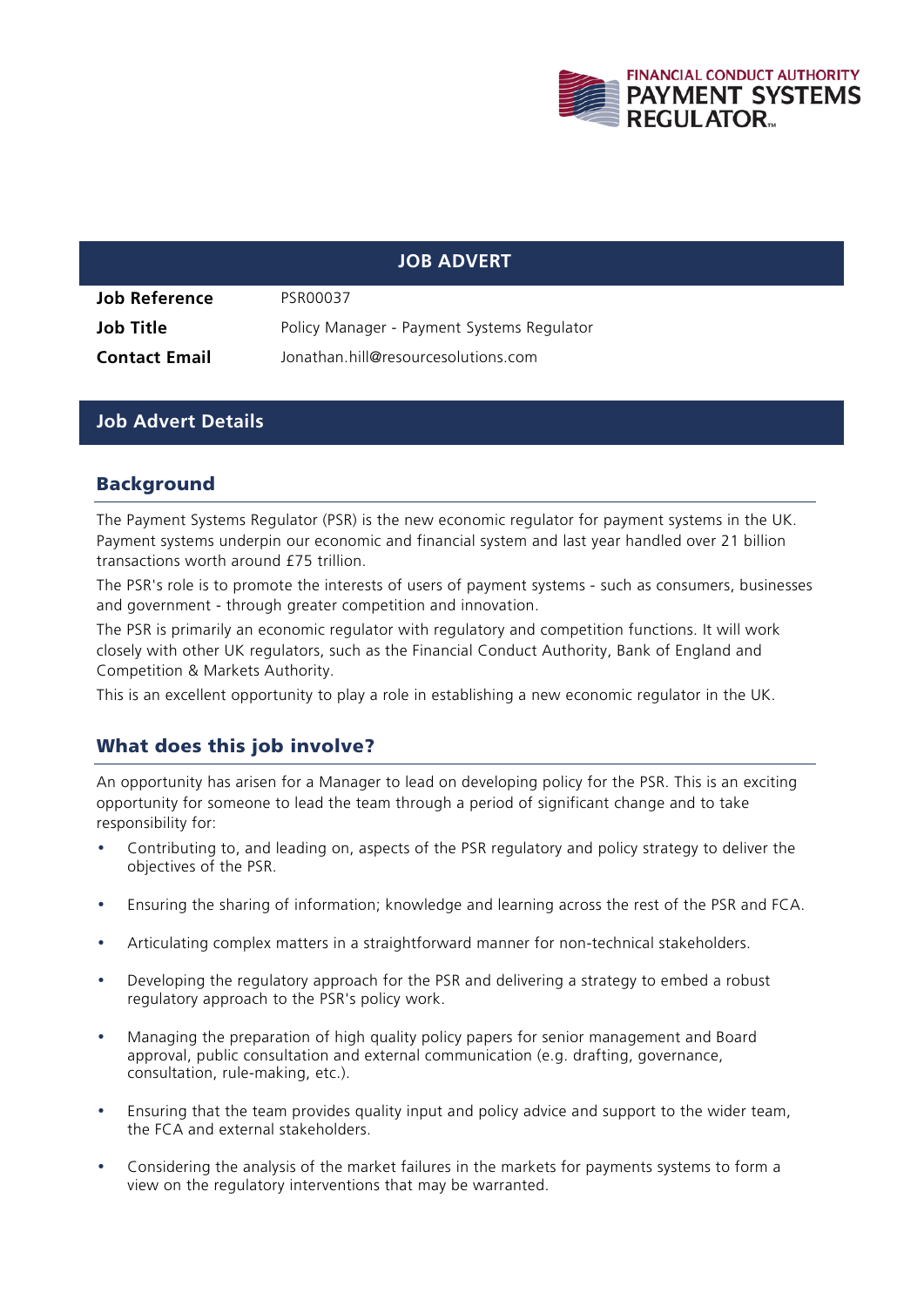FINANCIAL CONDUCT AUTHORITY
PAYMENT SYSTEMS REGULATOR

# JOB ADVERT

| | |
|---|---|
| **Job Reference** | PSR00037 |
| **Job Title** | Policy Manager - Payment Systems Regulator |
| **Contact Email** | Jonathan.hill@resourcesolutions.com |

## Job Advert Details

### Background

The Payment Systems Regulator (PSR) is the new economic regulator for payment systems in the UK. Payment systems underpin our economic and financial system and last year handled over 21 billion transactions worth around £75 trillion.

The PSR's role is to promote the interests of users of payment systems - such as consumers, businesses and government - through greater competition and innovation.

The PSR is primarily an economic regulator with regulatory and competition functions. It will work closely with other UK regulators, such as the Financial Conduct Authority, Bank of England and Competition & Markets Authority.

This is an excellent opportunity to play a role in establishing a new economic regulator in the UK.

### What does this job involve?

An opportunity has arisen for a Manager to lead on developing policy for the PSR. This is an exciting opportunity for someone to lead the team through a period of significant change and to take responsibility for:

- Contributing to, and leading on, aspects of the PSR regulatory and policy strategy to deliver the objectives of the PSR.
- Ensuring the sharing of information; knowledge and learning across the rest of the PSR and FCA.
- Articulating complex matters in a straightforward manner for non-technical stakeholders.
- Developing the regulatory approach for the PSR and delivering a strategy to embed a robust regulatory approach to the PSR's policy work.
- Managing the preparation of high quality policy papers for senior management and Board approval, public consultation and external communication (e.g. drafting, governance, consultation, rule-making, etc.).
- Ensuring that the team provides quality input and policy advice and support to the wider team, the FCA and external stakeholders.
- Considering the analysis of the market failures in the markets for payments systems to form a view on the regulatory interventions that may be warranted.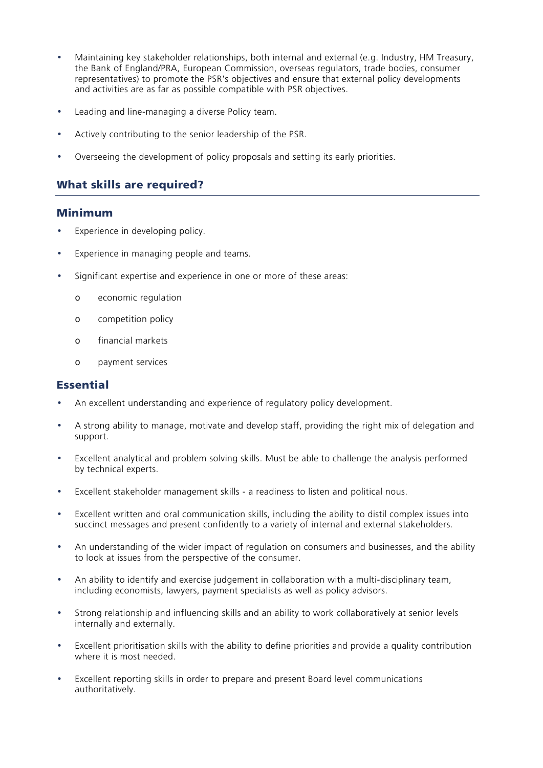- Maintaining key stakeholder relationships, both internal and external (e.g. Industry, HM Treasury, the Bank of England/PRA, European Commission, overseas regulators, trade bodies, consumer representatives) to promote the PSR's objectives and ensure that external policy developments and activities are as far as possible compatible with PSR objectives.
- Leading and line-managing a diverse Policy team.
- Actively contributing to the senior leadership of the PSR.
- Overseeing the development of policy proposals and setting its early priorities.

## What skills are required?

### Minimum

- Experience in developing policy.
- Experience in managing people and teams.
- Significant expertise and experience in one or more of these areas:
  - economic regulation
  - competition policy
  - financial markets
  - payment services

### Essential

- An excellent understanding and experience of regulatory policy development.
- A strong ability to manage, motivate and develop staff, providing the right mix of delegation and support.
- Excellent analytical and problem solving skills. Must be able to challenge the analysis performed by technical experts.
- Excellent stakeholder management skills - a readiness to listen and political nous.
- Excellent written and oral communication skills, including the ability to distil complex issues into succinct messages and present confidently to a variety of internal and external stakeholders.
- An understanding of the wider impact of regulation on consumers and businesses, and the ability to look at issues from the perspective of the consumer.
- An ability to identify and exercise judgement in collaboration with a multi-disciplinary team, including economists, lawyers, payment specialists as well as policy advisors.
- Strong relationship and influencing skills and an ability to work collaboratively at senior levels internally and externally.
- Excellent prioritisation skills with the ability to define priorities and provide a quality contribution where it is most needed.
- Excellent reporting skills in order to prepare and present Board level communications authoritatively.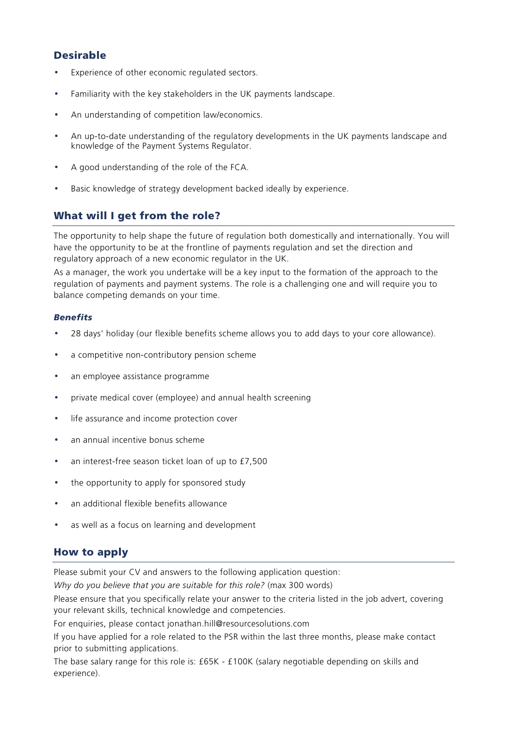## Desirable

- Experience of other economic regulated sectors.
- Familiarity with the key stakeholders in the UK payments landscape.
- An understanding of competition law/economics.
- An up-to-date understanding of the regulatory developments in the UK payments landscape and knowledge of the Payment Systems Regulator.
- A good understanding of the role of the FCA.
- Basic knowledge of strategy development backed ideally by experience.

## What will I get from the role?

The opportunity to help shape the future of regulation both domestically and internationally. You will have the opportunity to be at the frontline of payments regulation and set the direction and regulatory approach of a new economic regulator in the UK.

As a manager, the work you undertake will be a key input to the formation of the approach to the regulation of payments and payment systems. The role is a challenging one and will require you to balance competing demands on your time.

### *Benefits*

- 28 days' holiday (our flexible benefits scheme allows you to add days to your core allowance).
- a competitive non-contributory pension scheme
- an employee assistance programme
- private medical cover (employee) and annual health screening
- life assurance and income protection cover
- an annual incentive bonus scheme
- an interest-free season ticket loan of up to £7,500
- the opportunity to apply for sponsored study
- an additional flexible benefits allowance
- as well as a focus on learning and development

## How to apply

Please submit your CV and answers to the following application question:

*Why do you believe that you are suitable for this role?* (max 300 words)

Please ensure that you specifically relate your answer to the criteria listed in the job advert, covering your relevant skills, technical knowledge and competencies.

For enquiries, please contact jonathan.hill@resourcesolutions.com

If you have applied for a role related to the PSR within the last three months, please make contact prior to submitting applications.

The base salary range for this role is: £65K - £100K (salary negotiable depending on skills and experience).